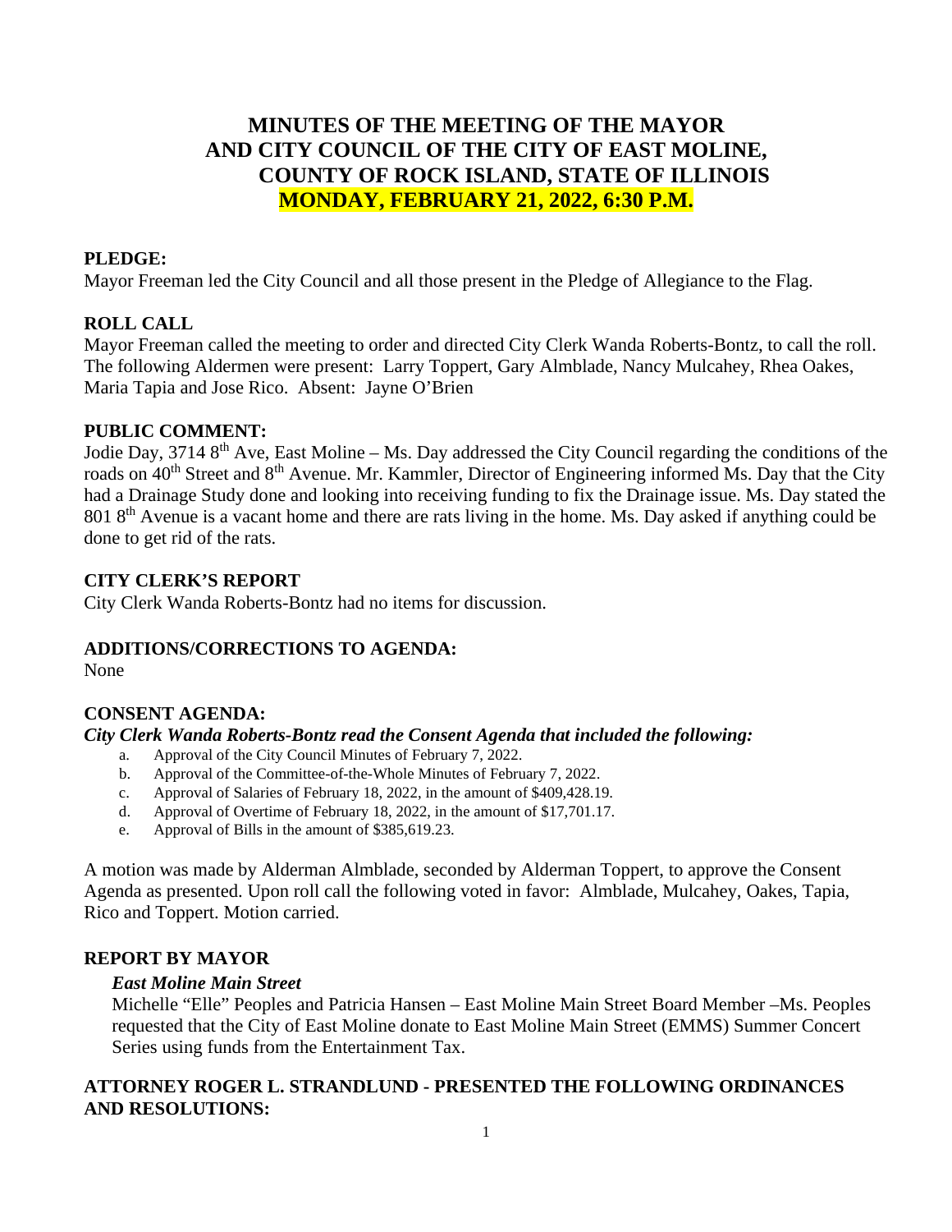# MINUTES OF THE MEETING OF THE MAYOR AND CITY COUNCIL OF THE CITY OF EAST MOLINE, COUNTY OF ROCK ISLAND, STATE OF ILLINOIS

## MONDAY, FEBRUARY 21, 2022, 6:30 P.M.

**PLEDGE:**

Mayor Freeman led the City Council and all those present in the Pledge of Allegiance to the Flag.

**ROLL CALL**

Mayor Freeman called the meeting to order and directed City Clerk Wanda Roberts-Bontz, to call the roll. The following Aldermen were present: Larry Toppert, Gary Almblade, Nancy Mulcahey, Rhea Oakes, Maria Tapia and Jose Rico. Absent: Jayne O'Brien

**PUBLIC COMMENT:**

Jodie Day, 3714 8th Ave, East Moline – Ms. Day addressed the City Council regarding the conditions of the roads on 40th Street and 8th Avenue. Mr. Kammler, Director of Engineering informed Ms. Day that the City had a Drainage Study done and looking into receiving funding to fix the Drainage issue. Ms. Day stated the 801 8th Avenue is a vacant home and there are rats living in the home. Ms. Day asked if anything could be done to get rid of the rats.

**CITY CLERK'S REPORT**

City Clerk Wanda Roberts-Bontz had no items for discussion.

**ADDITIONS/CORRECTIONS TO AGENDA:**

None

**CONSENT AGENDA:**

***City Clerk Wanda Roberts-Bontz read the Consent Agenda that included the following:***

a. Approval of the City Council Minutes of February 7, 2022.
b. Approval of the Committee-of-the-Whole Minutes of February 7, 2022.
c. Approval of Salaries of February 18, 2022, in the amount of $409,428.19.
d. Approval of Overtime of February 18, 2022, in the amount of $17,701.17.
e. Approval of Bills in the amount of $385,619.23.

A motion was made by Alderman Almblade, seconded by Alderman Toppert, to approve the Consent Agenda as presented. Upon roll call the following voted in favor: Almblade, Mulcahey, Oakes, Tapia, Rico and Toppert. Motion carried.

**REPORT BY MAYOR**

***East Moline Main Street***

Michelle "Elle" Peoples and Patricia Hansen – East Moline Main Street Board Member –Ms. Peoples requested that the City of East Moline donate to East Moline Main Street (EMMS) Summer Concert Series using funds from the Entertainment Tax.

**ATTORNEY ROGER L. STRANDLUND - PRESENTED THE FOLLOWING ORDINANCES AND RESOLUTIONS:**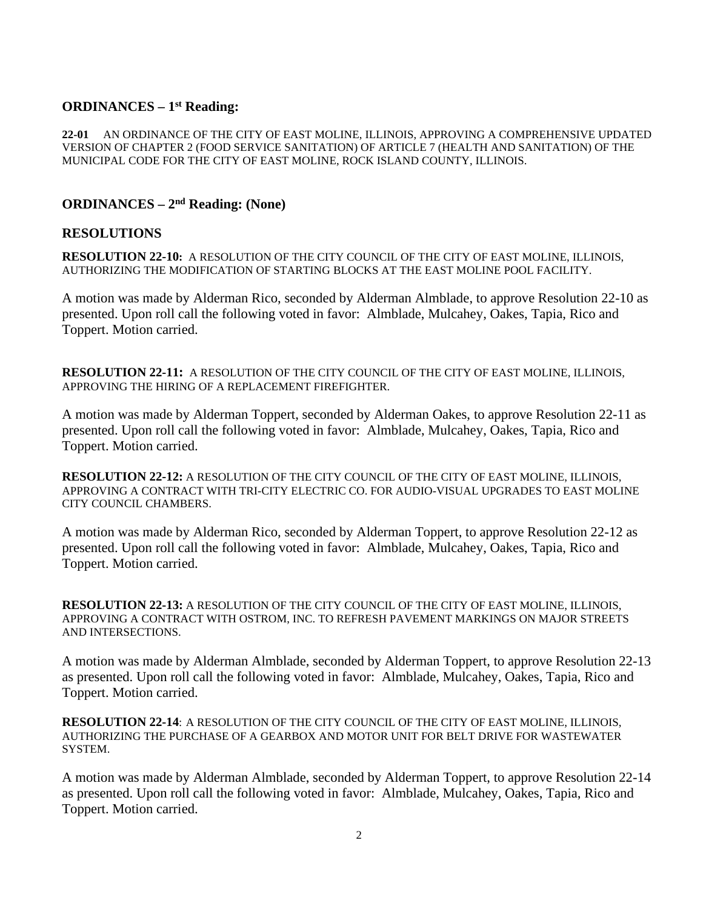## ORDINANCES – 1st Reading:

**22-01** AN ORDINANCE OF THE CITY OF EAST MOLINE, ILLINOIS, APPROVING A COMPREHENSIVE UPDATED VERSION OF CHAPTER 2 (FOOD SERVICE SANITATION) OF ARTICLE 7 (HEALTH AND SANITATION) OF THE MUNICIPAL CODE FOR THE CITY OF EAST MOLINE, ROCK ISLAND COUNTY, ILLINOIS.

## ORDINANCES – 2nd Reading: (None)

## RESOLUTIONS

**RESOLUTION 22-10:** A RESOLUTION OF THE CITY COUNCIL OF THE CITY OF EAST MOLINE, ILLINOIS, AUTHORIZING THE MODIFICATION OF STARTING BLOCKS AT THE EAST MOLINE POOL FACILITY.

A motion was made by Alderman Rico, seconded by Alderman Almblade, to approve Resolution 22-10 as presented. Upon roll call the following voted in favor: Almblade, Mulcahey, Oakes, Tapia, Rico and Toppert. Motion carried.

**RESOLUTION 22-11:** A RESOLUTION OF THE CITY COUNCIL OF THE CITY OF EAST MOLINE, ILLINOIS, APPROVING THE HIRING OF A REPLACEMENT FIREFIGHTER.

A motion was made by Alderman Toppert, seconded by Alderman Oakes, to approve Resolution 22-11 as presented. Upon roll call the following voted in favor: Almblade, Mulcahey, Oakes, Tapia, Rico and Toppert. Motion carried.

**RESOLUTION 22-12:** A RESOLUTION OF THE CITY COUNCIL OF THE CITY OF EAST MOLINE, ILLINOIS, APPROVING A CONTRACT WITH TRI-CITY ELECTRIC CO. FOR AUDIO-VISUAL UPGRADES TO EAST MOLINE CITY COUNCIL CHAMBERS.

A motion was made by Alderman Rico, seconded by Alderman Toppert, to approve Resolution 22-12 as presented. Upon roll call the following voted in favor: Almblade, Mulcahey, Oakes, Tapia, Rico and Toppert. Motion carried.

**RESOLUTION 22-13:** A RESOLUTION OF THE CITY COUNCIL OF THE CITY OF EAST MOLINE, ILLINOIS, APPROVING A CONTRACT WITH OSTROM, INC. TO REFRESH PAVEMENT MARKINGS ON MAJOR STREETS AND INTERSECTIONS.

A motion was made by Alderman Almblade, seconded by Alderman Toppert, to approve Resolution 22-13 as presented. Upon roll call the following voted in favor: Almblade, Mulcahey, Oakes, Tapia, Rico and Toppert. Motion carried.

**RESOLUTION 22-14**: A RESOLUTION OF THE CITY COUNCIL OF THE CITY OF EAST MOLINE, ILLINOIS, AUTHORIZING THE PURCHASE OF A GEARBOX AND MOTOR UNIT FOR BELT DRIVE FOR WASTEWATER SYSTEM.

A motion was made by Alderman Almblade, seconded by Alderman Toppert, to approve Resolution 22-14 as presented. Upon roll call the following voted in favor: Almblade, Mulcahey, Oakes, Tapia, Rico and Toppert. Motion carried.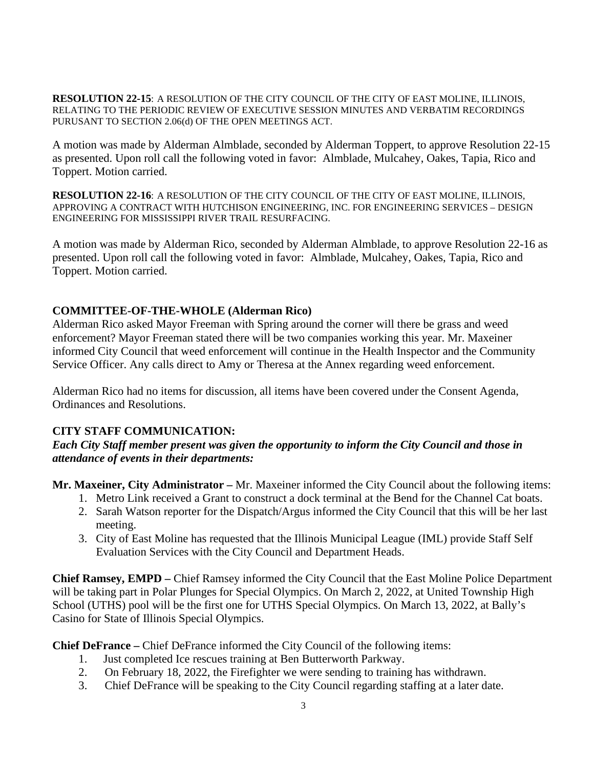**RESOLUTION 22-15**: A RESOLUTION OF THE CITY COUNCIL OF THE CITY OF EAST MOLINE, ILLINOIS, RELATING TO THE PERIODIC REVIEW OF EXECUTIVE SESSION MINUTES AND VERBATIM RECORDINGS PURUSANT TO SECTION 2.06(d) OF THE OPEN MEETINGS ACT.

A motion was made by Alderman Almblade, seconded by Alderman Toppert, to approve Resolution 22-15 as presented. Upon roll call the following voted in favor: Almblade, Mulcahey, Oakes, Tapia, Rico and Toppert. Motion carried.

**RESOLUTION 22-16**: A RESOLUTION OF THE CITY COUNCIL OF THE CITY OF EAST MOLINE, ILLINOIS, APPROVING A CONTRACT WITH HUTCHISON ENGINEERING, INC. FOR ENGINEERING SERVICES – DESIGN ENGINEERING FOR MISSISSIPPI RIVER TRAIL RESURFACING.

A motion was made by Alderman Rico, seconded by Alderman Almblade, to approve Resolution 22-16 as presented. Upon roll call the following voted in favor: Almblade, Mulcahey, Oakes, Tapia, Rico and Toppert. Motion carried.

**COMMITTEE-OF-THE-WHOLE (Alderman Rico)**

Alderman Rico asked Mayor Freeman with Spring around the corner will there be grass and weed enforcement? Mayor Freeman stated there will be two companies working this year. Mr. Maxeiner informed City Council that weed enforcement will continue in the Health Inspector and the Community Service Officer. Any calls direct to Amy or Theresa at the Annex regarding weed enforcement.

Alderman Rico had no items for discussion, all items have been covered under the Consent Agenda, Ordinances and Resolutions.

**CITY STAFF COMMUNICATION:**

***Each City Staff member present was given the opportunity to inform the City Council and those in attendance of events in their departments:***

**Mr. Maxeiner, City Administrator –** Mr. Maxeiner informed the City Council about the following items:

1. Metro Link received a Grant to construct a dock terminal at the Bend for the Channel Cat boats.
2. Sarah Watson reporter for the Dispatch/Argus informed the City Council that this will be her last meeting.
3. City of East Moline has requested that the Illinois Municipal League (IML) provide Staff Self Evaluation Services with the City Council and Department Heads.

**Chief Ramsey, EMPD –** Chief Ramsey informed the City Council that the East Moline Police Department will be taking part in Polar Plunges for Special Olympics. On March 2, 2022, at United Township High School (UTHS) pool will be the first one for UTHS Special Olympics. On March 13, 2022, at Bally's Casino for State of Illinois Special Olympics.

**Chief DeFrance –** Chief DeFrance informed the City Council of the following items:

1. Just completed Ice rescues training at Ben Butterworth Parkway.
2. On February 18, 2022, the Firefighter we were sending to training has withdrawn.
3. Chief DeFrance will be speaking to the City Council regarding staffing at a later date.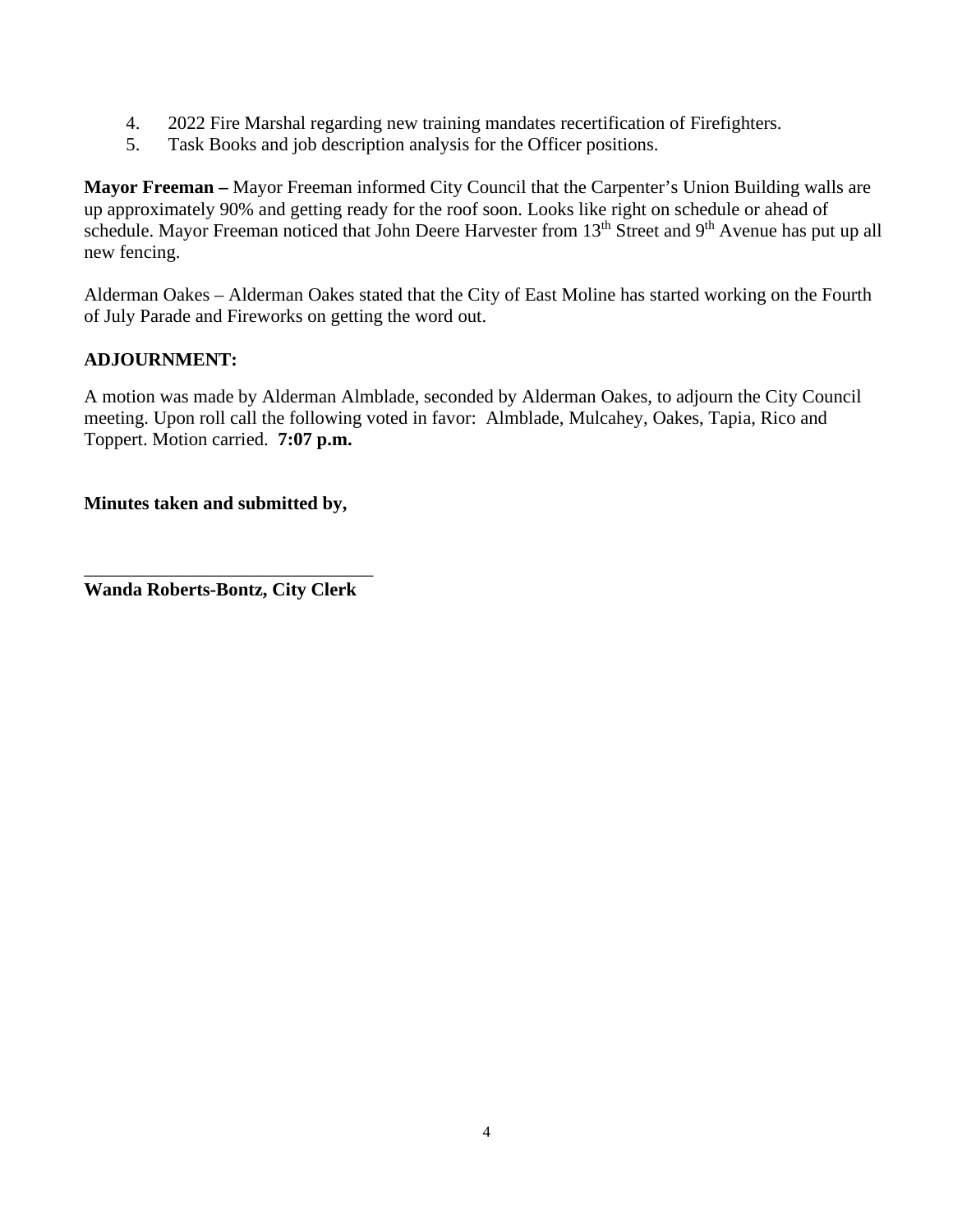4. 2022 Fire Marshal regarding new training mandates recertification of Firefighters.
5. Task Books and job description analysis for the Officer positions.

**Mayor Freeman –** Mayor Freeman informed City Council that the Carpenter's Union Building walls are up approximately 90% and getting ready for the roof soon. Looks like right on schedule or ahead of schedule. Mayor Freeman noticed that John Deere Harvester from 13th Street and 9th Avenue has put up all new fencing.

Alderman Oakes – Alderman Oakes stated that the City of East Moline has started working on the Fourth of July Parade and Fireworks on getting the word out.

**ADJOURNMENT:**

A motion was made by Alderman Almblade, seconded by Alderman Oakes, to adjourn the City Council meeting. Upon roll call the following voted in favor: Almblade, Mulcahey, Oakes, Tapia, Rico and Toppert. Motion carried. **7:07 p.m.**

**Minutes taken and submitted by,**

_______________________________

**Wanda Roberts-Bontz, City Clerk**